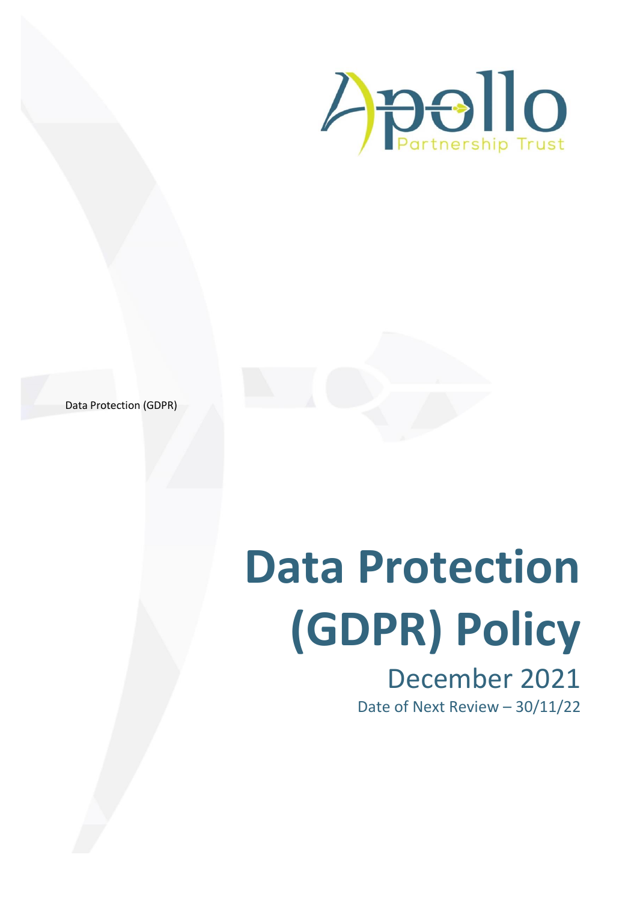Apollo Partnership Trust

Data Protection (GDPR)

# Data Protection (GDPR) Policy

December 2021

Date of Next Review – 30/11/22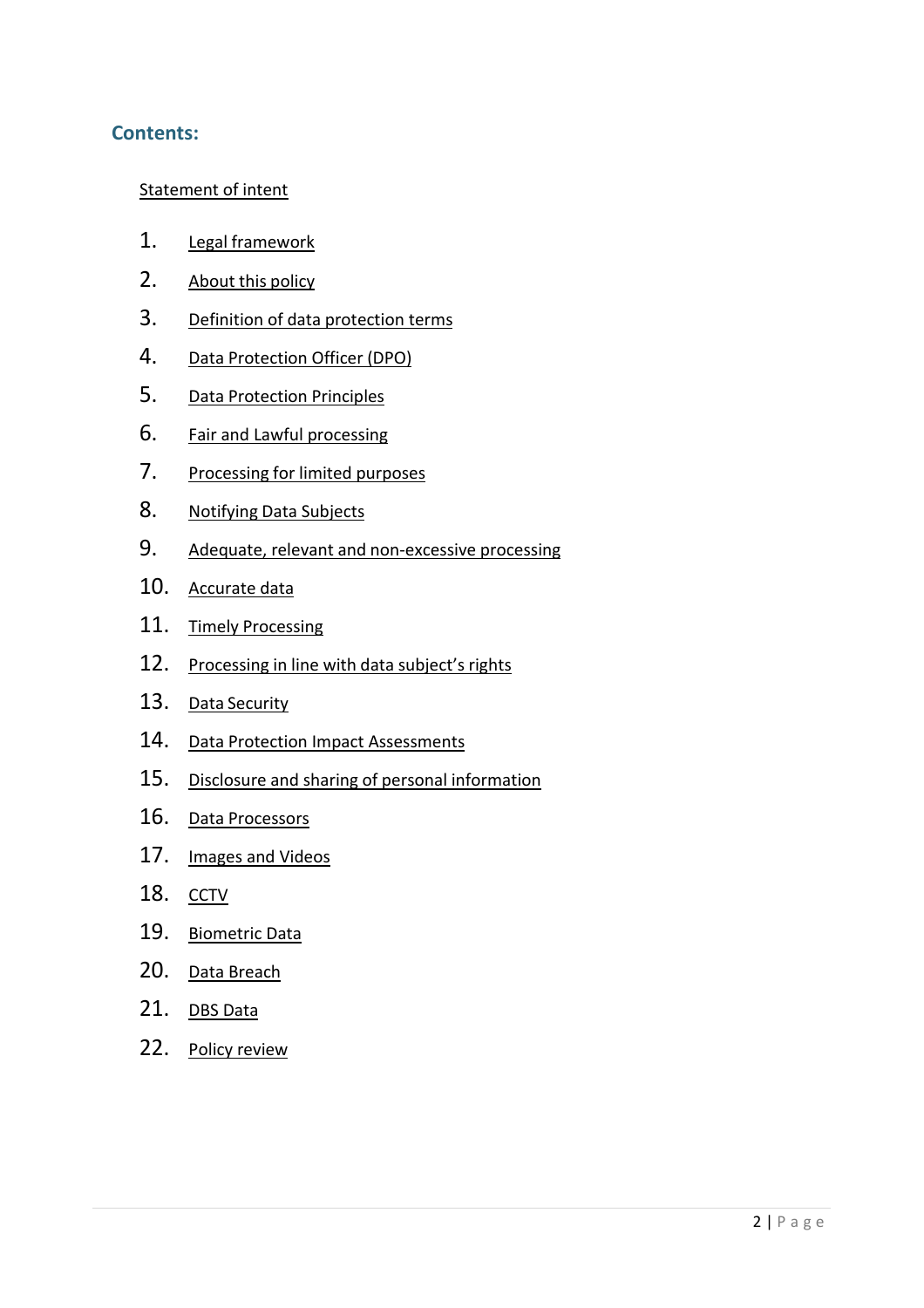## Contents:

Statement of intent

1. Legal framework
2. About this policy
3. Definition of data protection terms
4. Data Protection Officer (DPO)
5. Data Protection Principles
6. Fair and Lawful processing
7. Processing for limited purposes
8. Notifying Data Subjects
9. Adequate, relevant and non-excessive processing
10. Accurate data
11. Timely Processing
12. Processing in line with data subject's rights
13. Data Security
14. Data Protection Impact Assessments
15. Disclosure and sharing of personal information
16. Data Processors
17. Images and Videos
18. CCTV
19. Biometric Data
20. Data Breach
21. DBS Data
22. Policy review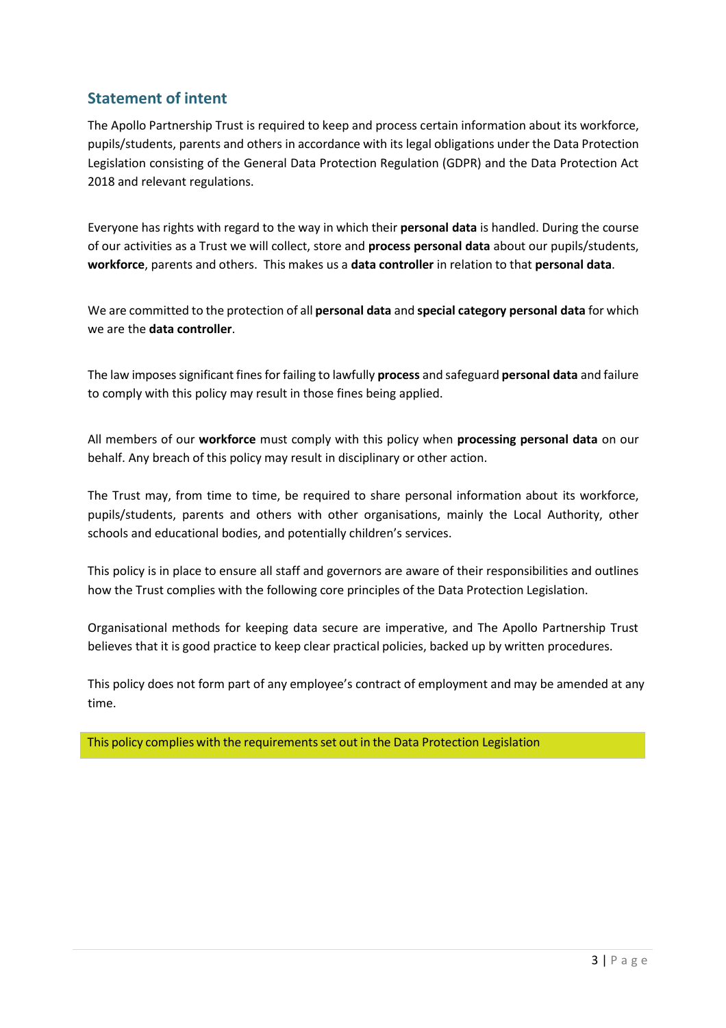## Statement of intent

The Apollo Partnership Trust is required to keep and process certain information about its workforce, pupils/students, parents and others in accordance with its legal obligations under the Data Protection Legislation consisting of the General Data Protection Regulation (GDPR) and the Data Protection Act 2018 and relevant regulations.

Everyone has rights with regard to the way in which their **personal data** is handled. During the course of our activities as a Trust we will collect, store and **process personal data** about our pupils/students, **workforce**, parents and others. This makes us a **data controller** in relation to that **personal data**.

We are committed to the protection of all **personal data** and **special category personal data** for which we are the **data controller**.

The law imposes significant fines for failing to lawfully **process** and safeguard **personal data** and failure to comply with this policy may result in those fines being applied.

All members of our **workforce** must comply with this policy when **processing personal data** on our behalf. Any breach of this policy may result in disciplinary or other action.

The Trust may, from time to time, be required to share personal information about its workforce, pupils/students, parents and others with other organisations, mainly the Local Authority, other schools and educational bodies, and potentially children's services.

This policy is in place to ensure all staff and governors are aware of their responsibilities and outlines how the Trust complies with the following core principles of the Data Protection Legislation.

Organisational methods for keeping data secure are imperative, and The Apollo Partnership Trust believes that it is good practice to keep clear practical policies, backed up by written procedures.

This policy does not form part of any employee's contract of employment and may be amended at any time.

This policy complies with the requirements set out in the Data Protection Legislation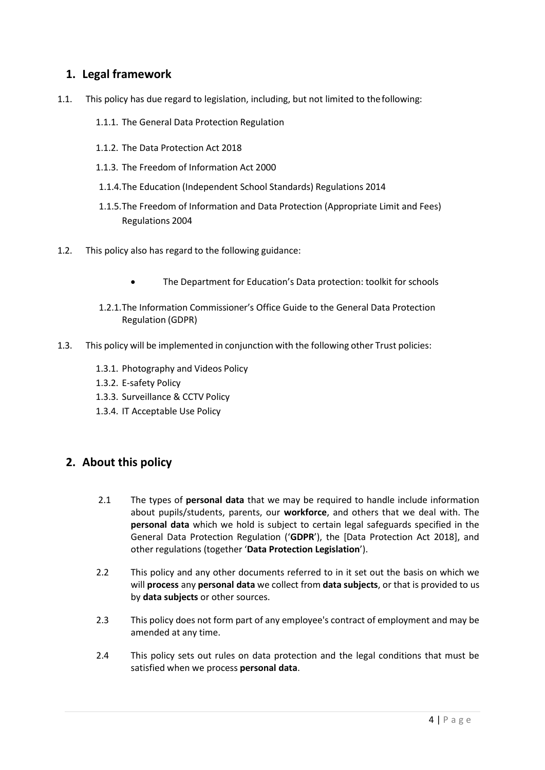## 1. Legal framework

1.1. This policy has due regard to legislation, including, but not limited to the following:

- 1.1.1. The General Data Protection Regulation
- 1.1.2. The Data Protection Act 2018
- 1.1.3. The Freedom of Information Act 2000
- 1.1.4. The Education (Independent School Standards) Regulations 2014
- 1.1.5. The Freedom of Information and Data Protection (Appropriate Limit and Fees) Regulations 2004

1.2. This policy also has regard to the following guidance:

- The Department for Education's Data protection: toolkit for schools

1.2.1. The Information Commissioner's Office Guide to the General Data Protection Regulation (GDPR)

1.3. This policy will be implemented in conjunction with the following other Trust policies:

- 1.3.1. Photography and Videos Policy
- 1.3.2. E-safety Policy
- 1.3.3. Surveillance & CCTV Policy
- 1.3.4. IT Acceptable Use Policy

## 2. About this policy

2.1 The types of **personal data** that we may be required to handle include information about pupils/students, parents, our **workforce**, and others that we deal with. The **personal data** which we hold is subject to certain legal safeguards specified in the General Data Protection Regulation ('**GDPR**'), the [Data Protection Act 2018], and other regulations (together '**Data Protection Legislation**').

2.2 This policy and any other documents referred to in it set out the basis on which we will **process** any **personal data** we collect from **data subjects**, or that is provided to us by **data subjects** or other sources.

2.3 This policy does not form part of any employee's contract of employment and may be amended at any time.

2.4 This policy sets out rules on data protection and the legal conditions that must be satisfied when we process **personal data**.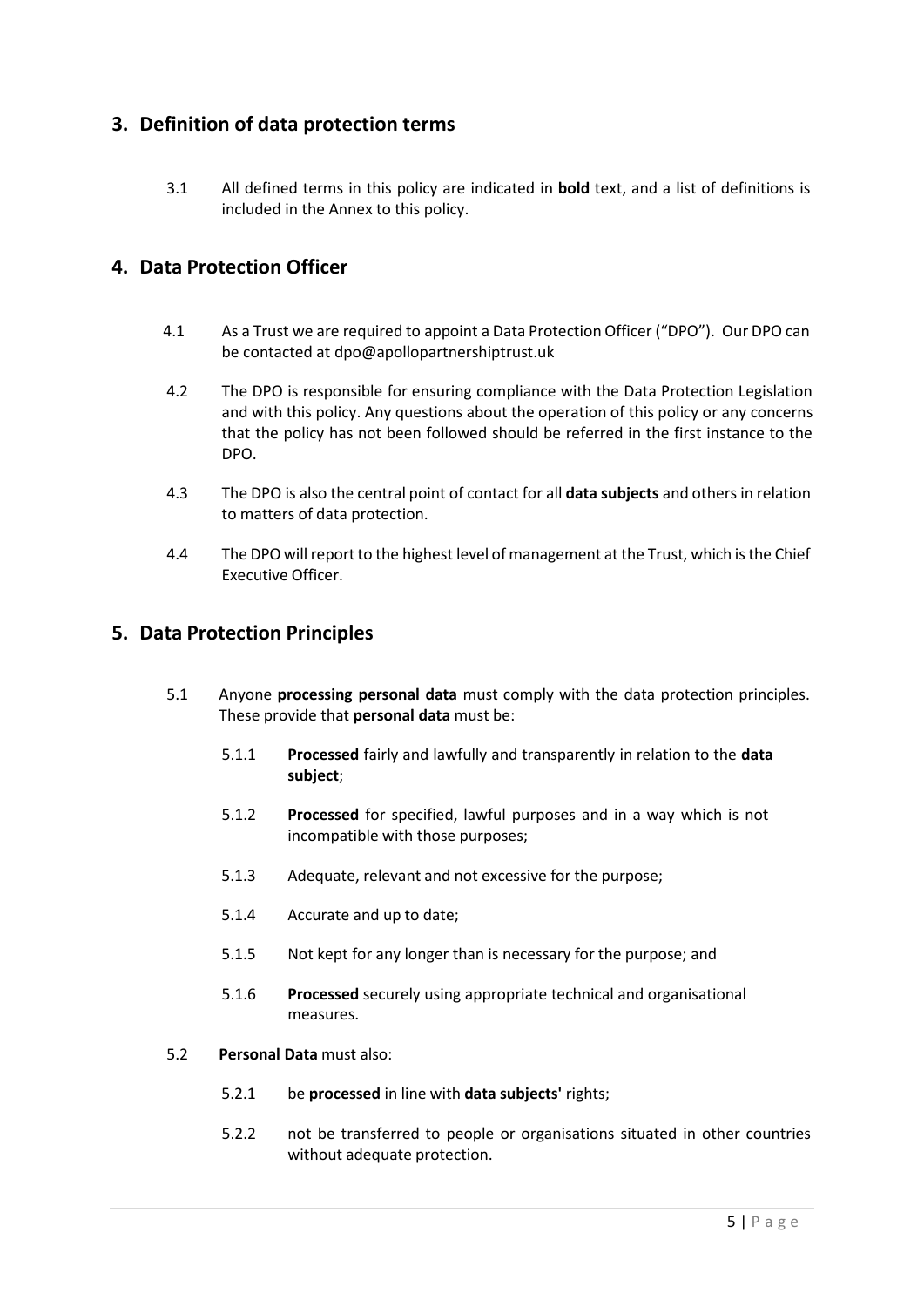## 3. Definition of data protection terms

3.1 All defined terms in this policy are indicated in **bold** text, and a list of definitions is included in the Annex to this policy.

## 4. Data Protection Officer

4.1 As a Trust we are required to appoint a Data Protection Officer ("DPO"). Our DPO can be contacted at dpo@apollopartnershiptrust.uk

4.2 The DPO is responsible for ensuring compliance with the Data Protection Legislation and with this policy. Any questions about the operation of this policy or any concerns that the policy has not been followed should be referred in the first instance to the DPO.

4.3 The DPO is also the central point of contact for all **data subjects** and others in relation to matters of data protection.

4.4 The DPO will report to the highest level of management at the Trust, which is the Chief Executive Officer.

## 5. Data Protection Principles

5.1 Anyone **processing personal data** must comply with the data protection principles. These provide that **personal data** must be:

5.1.1 **Processed** fairly and lawfully and transparently in relation to the **data subject**;

5.1.2 **Processed** for specified, lawful purposes and in a way which is not incompatible with those purposes;

5.1.3 Adequate, relevant and not excessive for the purpose;

5.1.4 Accurate and up to date;

5.1.5 Not kept for any longer than is necessary for the purpose; and

5.1.6 **Processed** securely using appropriate technical and organisational measures.

5.2 **Personal Data** must also:

5.2.1 be **processed** in line with **data subjects'** rights;

5.2.2 not be transferred to people or organisations situated in other countries without adequate protection.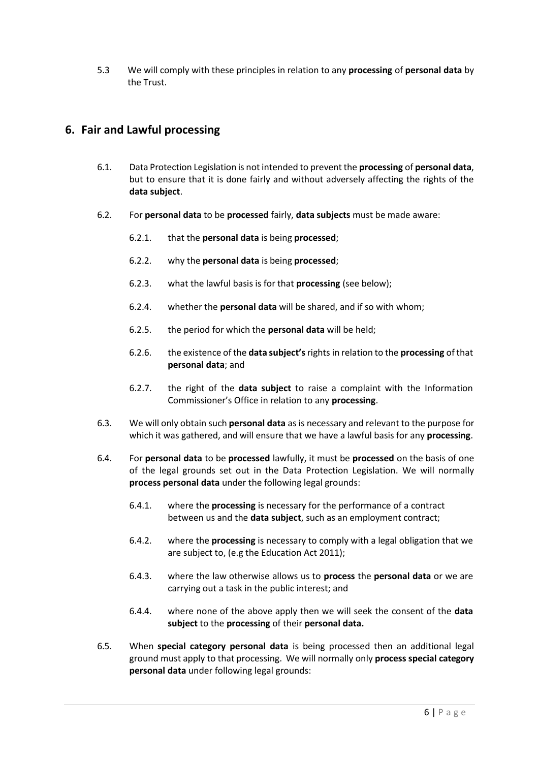5.3 We will comply with these principles in relation to any **processing** of **personal data** by the Trust.

## 6. Fair and Lawful processing

6.1. Data Protection Legislation is not intended to prevent the **processing** of **personal data**, but to ensure that it is done fairly and without adversely affecting the rights of the **data subject**.

6.2. For **personal data** to be **processed** fairly, **data subjects** must be made aware:

6.2.1. that the **personal data** is being **processed**;

6.2.2. why the **personal data** is being **processed**;

6.2.3. what the lawful basis is for that **processing** (see below);

6.2.4. whether the **personal data** will be shared, and if so with whom;

6.2.5. the period for which the **personal data** will be held;

6.2.6. the existence of the **data subject's** rights in relation to the **processing** of that **personal data**; and

6.2.7. the right of the **data subject** to raise a complaint with the Information Commissioner's Office in relation to any **processing**.

6.3. We will only obtain such **personal data** as is necessary and relevant to the purpose for which it was gathered, and will ensure that we have a lawful basis for any **processing**.

6.4. For **personal data** to be **processed** lawfully, it must be **processed** on the basis of one of the legal grounds set out in the Data Protection Legislation. We will normally **process personal data** under the following legal grounds:

6.4.1. where the **processing** is necessary for the performance of a contract between us and the **data subject**, such as an employment contract;

6.4.2. where the **processing** is necessary to comply with a legal obligation that we are subject to, (e.g the Education Act 2011);

6.4.3. where the law otherwise allows us to **process** the **personal data** or we are carrying out a task in the public interest; and

6.4.4. where none of the above apply then we will seek the consent of the **data subject** to the **processing** of their **personal data.**

6.5. When **special category personal data** is being processed then an additional legal ground must apply to that processing. We will normally only **process special category personal data** under following legal grounds: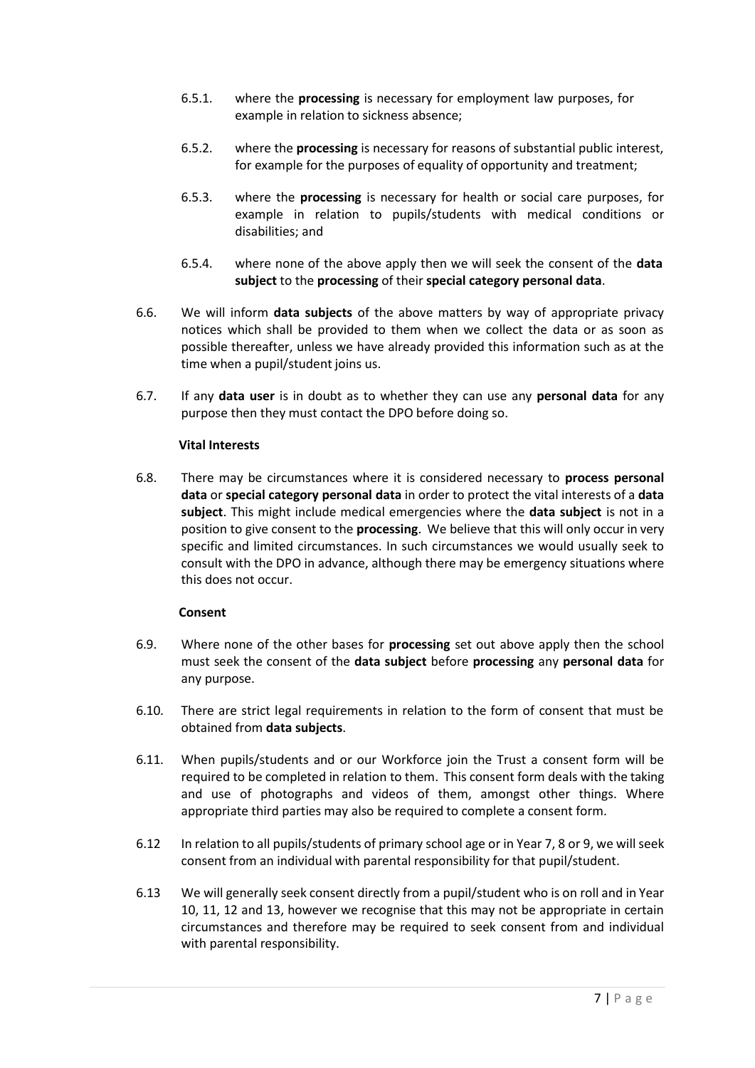6.5.1. where the **processing** is necessary for employment law purposes, for example in relation to sickness absence;

6.5.2. where the **processing** is necessary for reasons of substantial public interest, for example for the purposes of equality of opportunity and treatment;

6.5.3. where the **processing** is necessary for health or social care purposes, for example in relation to pupils/students with medical conditions or disabilities; and

6.5.4. where none of the above apply then we will seek the consent of the **data subject** to the **processing** of their **special category personal data**.

6.6. We will inform **data subjects** of the above matters by way of appropriate privacy notices which shall be provided to them when we collect the data or as soon as possible thereafter, unless we have already provided this information such as at the time when a pupil/student joins us.

6.7. If any **data user** is in doubt as to whether they can use any **personal data** for any purpose then they must contact the DPO before doing so.

**Vital Interests**

6.8. There may be circumstances where it is considered necessary to **process personal data** or **special category personal data** in order to protect the vital interests of a **data subject**. This might include medical emergencies where the **data subject** is not in a position to give consent to the **processing**. We believe that this will only occur in very specific and limited circumstances. In such circumstances we would usually seek to consult with the DPO in advance, although there may be emergency situations where this does not occur.

**Consent**

6.9. Where none of the other bases for **processing** set out above apply then the school must seek the consent of the **data subject** before **processing** any **personal data** for any purpose.

6.10. There are strict legal requirements in relation to the form of consent that must be obtained from **data subjects**.

6.11. When pupils/students and or our Workforce join the Trust a consent form will be required to be completed in relation to them. This consent form deals with the taking and use of photographs and videos of them, amongst other things. Where appropriate third parties may also be required to complete a consent form.

6.12 In relation to all pupils/students of primary school age or in Year 7, 8 or 9, we will seek consent from an individual with parental responsibility for that pupil/student.

6.13 We will generally seek consent directly from a pupil/student who is on roll and in Year 10, 11, 12 and 13, however we recognise that this may not be appropriate in certain circumstances and therefore may be required to seek consent from and individual with parental responsibility.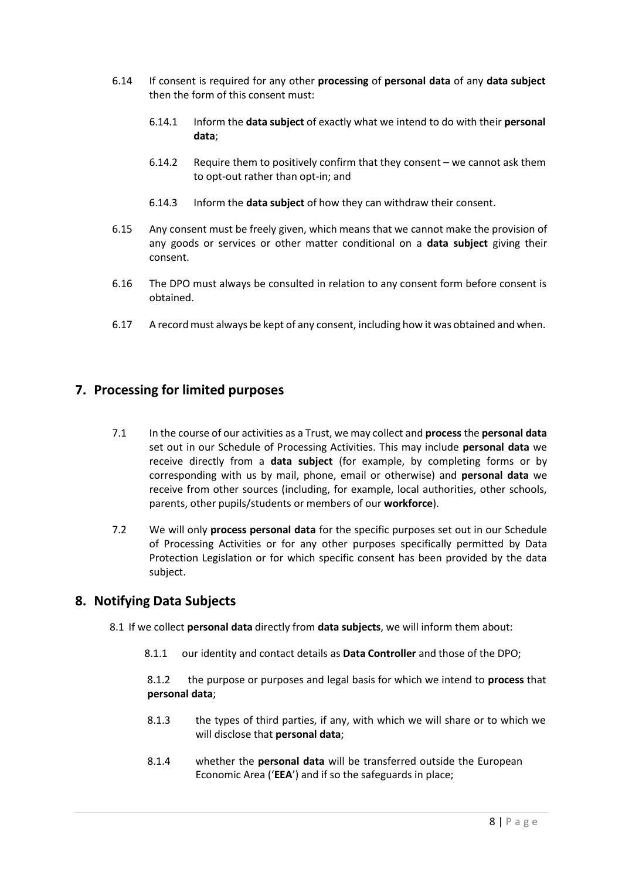6.14 If consent is required for any other **processing** of **personal data** of any **data subject** then the form of this consent must:

6.14.1 Inform the **data subject** of exactly what we intend to do with their **personal data**;

6.14.2 Require them to positively confirm that they consent – we cannot ask them to opt-out rather than opt-in; and

6.14.3 Inform the **data subject** of how they can withdraw their consent.

6.15 Any consent must be freely given, which means that we cannot make the provision of any goods or services or other matter conditional on a **data subject** giving their consent.

6.16 The DPO must always be consulted in relation to any consent form before consent is obtained.

6.17 A record must always be kept of any consent, including how it was obtained and when.

## 7. Processing for limited purposes

7.1 In the course of our activities as a Trust, we may collect and **process** the **personal data** set out in our Schedule of Processing Activities. This may include **personal data** we receive directly from a **data subject** (for example, by completing forms or by corresponding with us by mail, phone, email or otherwise) and **personal data** we receive from other sources (including, for example, local authorities, other schools, parents, other pupils/students or members of our **workforce**).

7.2 We will only **process personal data** for the specific purposes set out in our Schedule of Processing Activities or for any other purposes specifically permitted by Data Protection Legislation or for which specific consent has been provided by the data subject.

## 8. Notifying Data Subjects

8.1 If we collect **personal data** directly from **data subjects**, we will inform them about:

8.1.1 our identity and contact details as **Data Controller** and those of the DPO;

8.1.2 the purpose or purposes and legal basis for which we intend to **process** that **personal data**;

8.1.3 the types of third parties, if any, with which we will share or to which we will disclose that **personal data**;

8.1.4 whether the **personal data** will be transferred outside the European Economic Area ('**EEA**') and if so the safeguards in place;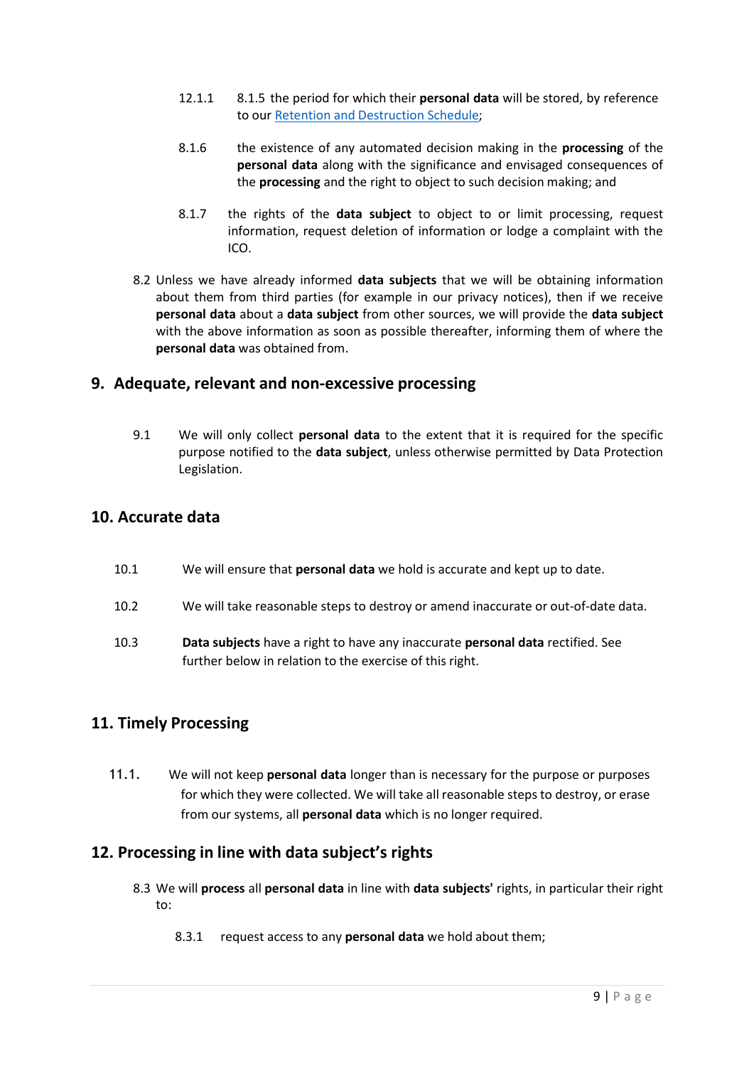12.1.1 8.1.5 the period for which their **personal data** will be stored, by reference to our [Retention and Destruction Schedule];

8.1.6 the existence of any automated decision making in the **processing** of the **personal data** along with the significance and envisaged consequences of the **processing** and the right to object to such decision making; and

8.1.7 the rights of the **data subject** to object to or limit processing, request information, request deletion of information or lodge a complaint with the ICO.

8.2 Unless we have already informed **data subjects** that we will be obtaining information about them from third parties (for example in our privacy notices), then if we receive **personal data** about a **data subject** from other sources, we will provide the **data subject** with the above information as soon as possible thereafter, informing them of where the **personal data** was obtained from.

## 9. Adequate, relevant and non-excessive processing

9.1 We will only collect **personal data** to the extent that it is required for the specific purpose notified to the **data subject**, unless otherwise permitted by Data Protection Legislation.

## 10. Accurate data

10.1 We will ensure that **personal data** we hold is accurate and kept up to date.

10.2 We will take reasonable steps to destroy or amend inaccurate or out-of-date data.

10.3 **Data subjects** have a right to have any inaccurate **personal data** rectified. See further below in relation to the exercise of this right.

## 11. Timely Processing

11.1. We will not keep **personal data** longer than is necessary for the purpose or purposes for which they were collected. We will take all reasonable steps to destroy, or erase from our systems, all **personal data** which is no longer required.

## 12. Processing in line with data subject's rights

8.3 We will **process** all **personal data** in line with **data subjects'** rights, in particular their right to:

8.3.1 request access to any **personal data** we hold about them;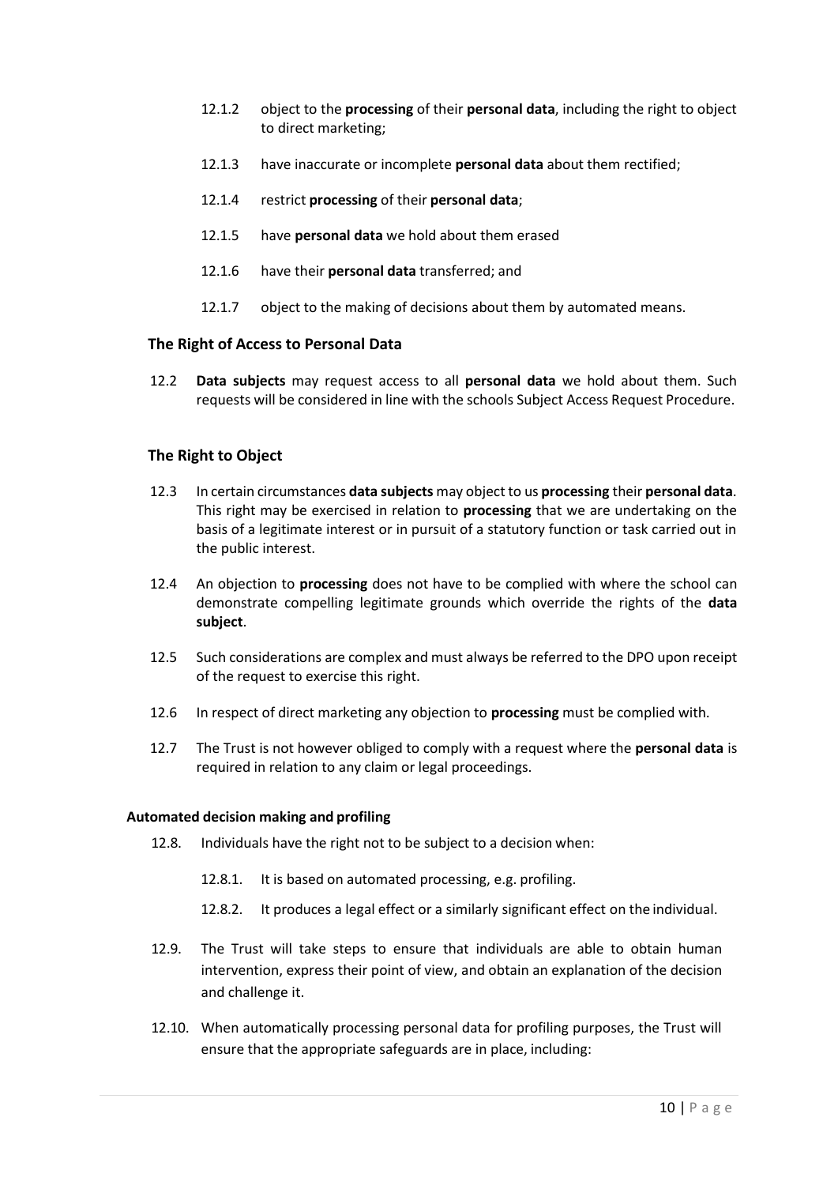12.1.2 object to the **processing** of their **personal data**, including the right to object to direct marketing;

12.1.3 have inaccurate or incomplete **personal data** about them rectified;

12.1.4 restrict **processing** of their **personal data**;

12.1.5 have **personal data** we hold about them erased

12.1.6 have their **personal data** transferred; and

12.1.7 object to the making of decisions about them by automated means.

### The Right of Access to Personal Data

12.2 **Data subjects** may request access to all **personal data** we hold about them. Such requests will be considered in line with the schools Subject Access Request Procedure.

### The Right to Object

12.3 In certain circumstances **data subjects** may object to us **processing** their **personal data**. This right may be exercised in relation to **processing** that we are undertaking on the basis of a legitimate interest or in pursuit of a statutory function or task carried out in the public interest.

12.4 An objection to **processing** does not have to be complied with where the school can demonstrate compelling legitimate grounds which override the rights of the **data subject**.

12.5 Such considerations are complex and must always be referred to the DPO upon receipt of the request to exercise this right.

12.6 In respect of direct marketing any objection to **processing** must be complied with.

12.7 The Trust is not however obliged to comply with a request where the **personal data** is required in relation to any claim or legal proceedings.

#### Automated decision making and profiling

12.8. Individuals have the right not to be subject to a decision when:

12.8.1. It is based on automated processing, e.g. profiling.

12.8.2. It produces a legal effect or a similarly significant effect on the individual.

12.9. The Trust will take steps to ensure that individuals are able to obtain human intervention, express their point of view, and obtain an explanation of the decision and challenge it.

12.10. When automatically processing personal data for profiling purposes, the Trust will ensure that the appropriate safeguards are in place, including: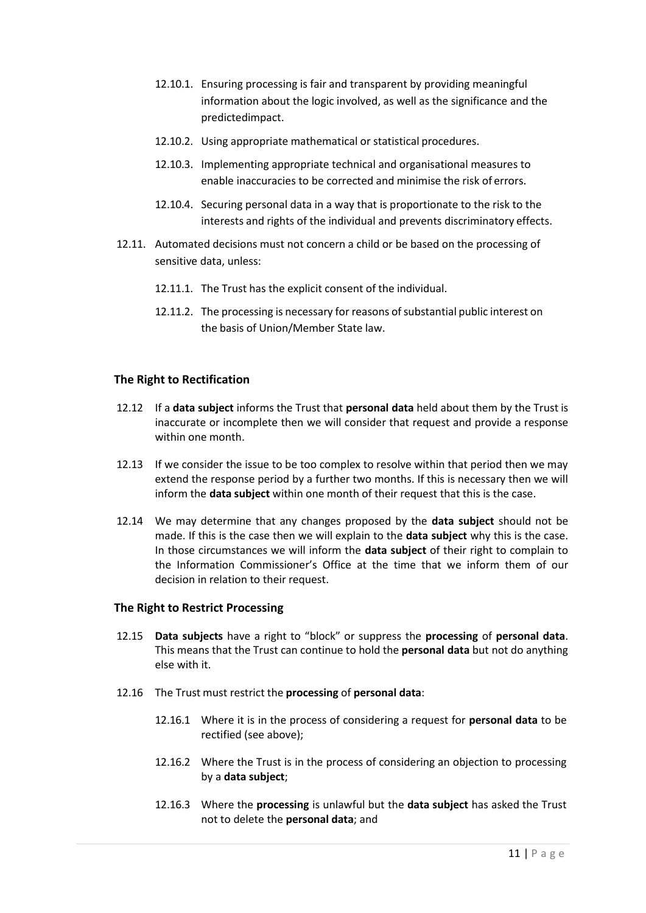12.10.1. Ensuring processing is fair and transparent by providing meaningful information about the logic involved, as well as the significance and the predictedimpact.

12.10.2. Using appropriate mathematical or statistical procedures.

12.10.3. Implementing appropriate technical and organisational measures to enable inaccuracies to be corrected and minimise the risk of errors.

12.10.4. Securing personal data in a way that is proportionate to the risk to the interests and rights of the individual and prevents discriminatory effects.

12.11. Automated decisions must not concern a child or be based on the processing of sensitive data, unless:

12.11.1. The Trust has the explicit consent of the individual.

12.11.2. The processing is necessary for reasons of substantial public interest on the basis of Union/Member State law.

### The Right to Rectification

12.12 If a **data subject** informs the Trust that **personal data** held about them by the Trust is inaccurate or incomplete then we will consider that request and provide a response within one month.

12.13 If we consider the issue to be too complex to resolve within that period then we may extend the response period by a further two months. If this is necessary then we will inform the **data subject** within one month of their request that this is the case.

12.14 We may determine that any changes proposed by the **data subject** should not be made. If this is the case then we will explain to the **data subject** why this is the case. In those circumstances we will inform the **data subject** of their right to complain to the Information Commissioner's Office at the time that we inform them of our decision in relation to their request.

### The Right to Restrict Processing

12.15 **Data subjects** have a right to "block" or suppress the **processing** of **personal data**. This means that the Trust can continue to hold the **personal data** but not do anything else with it.

12.16 The Trust must restrict the **processing** of **personal data**:

12.16.1 Where it is in the process of considering a request for **personal data** to be rectified (see above);

12.16.2 Where the Trust is in the process of considering an objection to processing by a **data subject**;

12.16.3 Where the **processing** is unlawful but the **data subject** has asked the Trust not to delete the **personal data**; and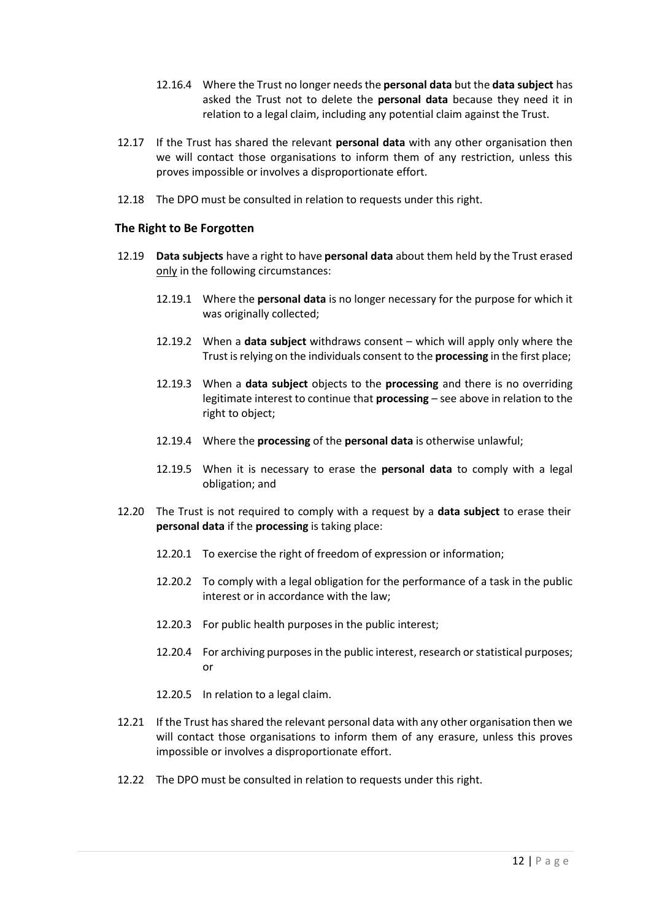12.16.4 Where the Trust no longer needs the **personal data** but the **data subject** has asked the Trust not to delete the **personal data** because they need it in relation to a legal claim, including any potential claim against the Trust.

12.17 If the Trust has shared the relevant **personal data** with any other organisation then we will contact those organisations to inform them of any restriction, unless this proves impossible or involves a disproportionate effort.

12.18 The DPO must be consulted in relation to requests under this right.

### The Right to Be Forgotten

12.19 **Data subjects** have a right to have **personal data** about them held by the Trust erased <u>only</u> in the following circumstances:

12.19.1 Where the **personal data** is no longer necessary for the purpose for which it was originally collected;

12.19.2 When a **data subject** withdraws consent – which will apply only where the Trust is relying on the individuals consent to the **processing** in the first place;

12.19.3 When a **data subject** objects to the **processing** and there is no overriding legitimate interest to continue that **processing** – see above in relation to the right to object;

12.19.4 Where the **processing** of the **personal data** is otherwise unlawful;

12.19.5 When it is necessary to erase the **personal data** to comply with a legal obligation; and

12.20 The Trust is not required to comply with a request by a **data subject** to erase their **personal data** if the **processing** is taking place:

12.20.1 To exercise the right of freedom of expression or information;

12.20.2 To comply with a legal obligation for the performance of a task in the public interest or in accordance with the law;

12.20.3 For public health purposes in the public interest;

12.20.4 For archiving purposes in the public interest, research or statistical purposes; or

12.20.5 In relation to a legal claim.

12.21 If the Trust has shared the relevant personal data with any other organisation then we will contact those organisations to inform them of any erasure, unless this proves impossible or involves a disproportionate effort.

12.22 The DPO must be consulted in relation to requests under this right.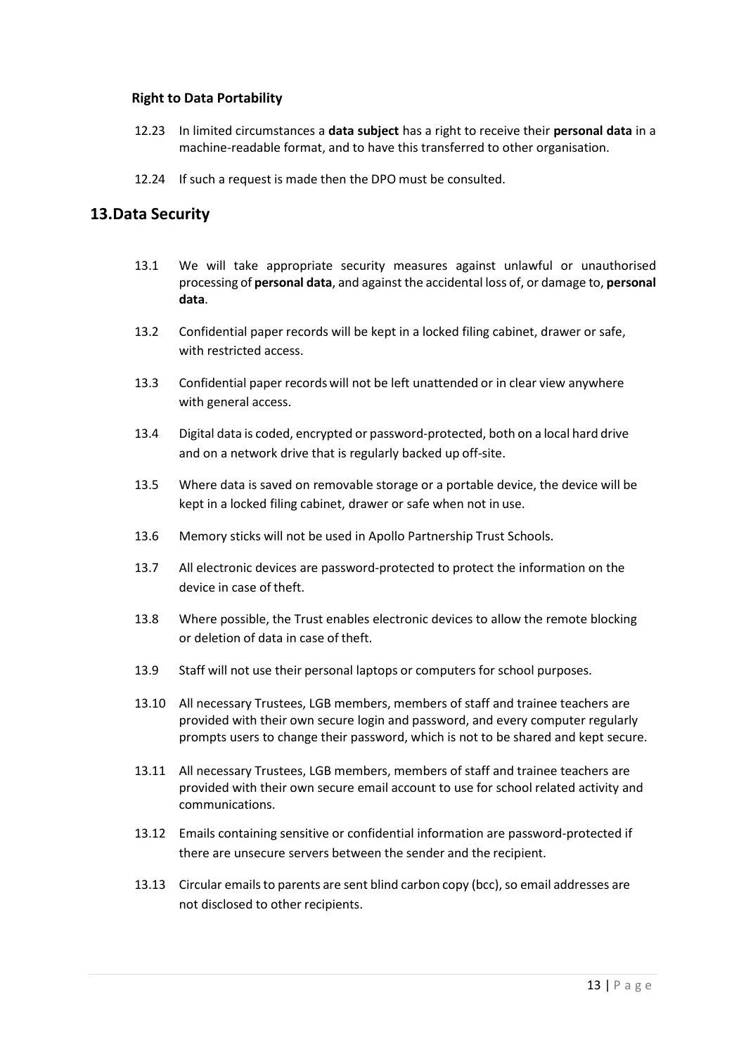### Right to Data Portability

12.23 In limited circumstances a **data subject** has a right to receive their **personal data** in a machine-readable format, and to have this transferred to other organisation.

12.24 If such a request is made then the DPO must be consulted.

## 13. Data Security

13.1 We will take appropriate security measures against unlawful or unauthorised processing of **personal data**, and against the accidental loss of, or damage to, **personal data**.

13.2 Confidential paper records will be kept in a locked filing cabinet, drawer or safe, with restricted access.

13.3 Confidential paper records will not be left unattended or in clear view anywhere with general access.

13.4 Digital data is coded, encrypted or password-protected, both on a local hard drive and on a network drive that is regularly backed up off-site.

13.5 Where data is saved on removable storage or a portable device, the device will be kept in a locked filing cabinet, drawer or safe when not in use.

13.6 Memory sticks will not be used in Apollo Partnership Trust Schools.

13.7 All electronic devices are password-protected to protect the information on the device in case of theft.

13.8 Where possible, the Trust enables electronic devices to allow the remote blocking or deletion of data in case of theft.

13.9 Staff will not use their personal laptops or computers for school purposes.

13.10 All necessary Trustees, LGB members, members of staff and trainee teachers are provided with their own secure login and password, and every computer regularly prompts users to change their password, which is not to be shared and kept secure.

13.11 All necessary Trustees, LGB members, members of staff and trainee teachers are provided with their own secure email account to use for school related activity and communications.

13.12 Emails containing sensitive or confidential information are password-protected if there are unsecure servers between the sender and the recipient.

13.13 Circular emails to parents are sent blind carbon copy (bcc), so email addresses are not disclosed to other recipients.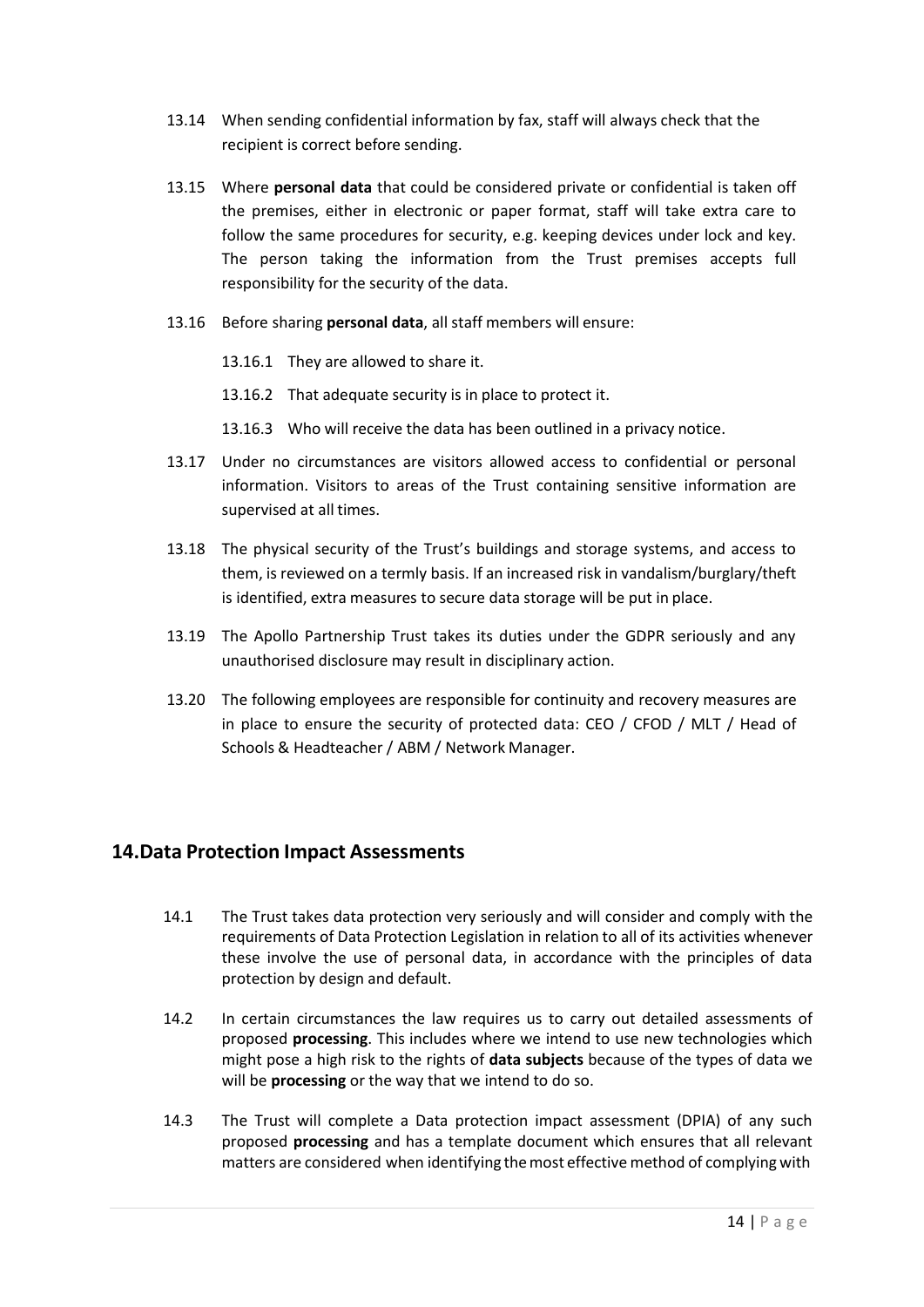13.14 When sending confidential information by fax, staff will always check that the recipient is correct before sending.

13.15 Where **personal data** that could be considered private or confidential is taken off the premises, either in electronic or paper format, staff will take extra care to follow the same procedures for security, e.g. keeping devices under lock and key. The person taking the information from the Trust premises accepts full responsibility for the security of the data.

13.16 Before sharing **personal data**, all staff members will ensure:

13.16.1 They are allowed to share it.

13.16.2 That adequate security is in place to protect it.

13.16.3 Who will receive the data has been outlined in a privacy notice.

13.17 Under no circumstances are visitors allowed access to confidential or personal information. Visitors to areas of the Trust containing sensitive information are supervised at all times.

13.18 The physical security of the Trust's buildings and storage systems, and access to them, is reviewed on a termly basis. If an increased risk in vandalism/burglary/theft is identified, extra measures to secure data storage will be put in place.

13.19 The Apollo Partnership Trust takes its duties under the GDPR seriously and any unauthorised disclosure may result in disciplinary action.

13.20 The following employees are responsible for continuity and recovery measures are in place to ensure the security of protected data: CEO / CFOD / MLT / Head of Schools & Headteacher / ABM / Network Manager.

## 14. Data Protection Impact Assessments

14.1 The Trust takes data protection very seriously and will consider and comply with the requirements of Data Protection Legislation in relation to all of its activities whenever these involve the use of personal data, in accordance with the principles of data protection by design and default.

14.2 In certain circumstances the law requires us to carry out detailed assessments of proposed **processing**. This includes where we intend to use new technologies which might pose a high risk to the rights of **data subjects** because of the types of data we will be **processing** or the way that we intend to do so.

14.3 The Trust will complete a Data protection impact assessment (DPIA) of any such proposed **processing** and has a template document which ensures that all relevant matters are considered when identifying the most effective method of complying with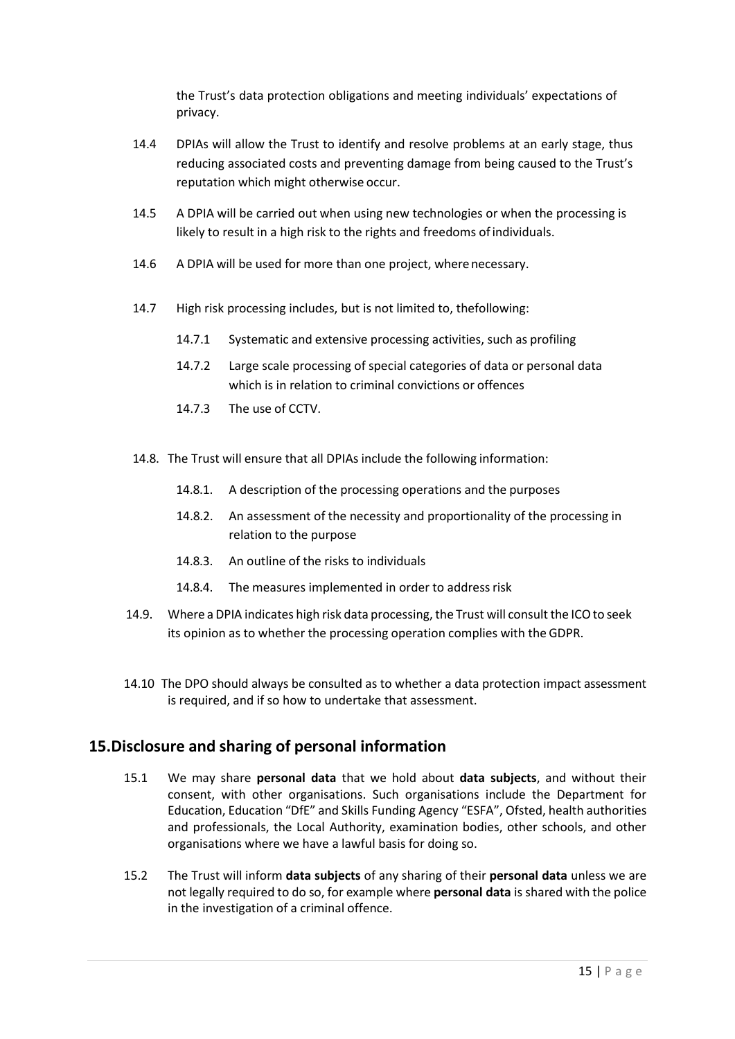the Trust's data protection obligations and meeting individuals' expectations of privacy.

14.4 DPIAs will allow the Trust to identify and resolve problems at an early stage, thus reducing associated costs and preventing damage from being caused to the Trust's reputation which might otherwise occur.

14.5 A DPIA will be carried out when using new technologies or when the processing is likely to result in a high risk to the rights and freedoms of individuals.

14.6 A DPIA will be used for more than one project, where necessary.

14.7 High risk processing includes, but is not limited to, thefollowing:

- 14.7.1 Systematic and extensive processing activities, such as profiling
- 14.7.2 Large scale processing of special categories of data or personal data which is in relation to criminal convictions or offences
- 14.7.3 The use of CCTV.

14.8. The Trust will ensure that all DPIAs include the following information:

- 14.8.1. A description of the processing operations and the purposes
- 14.8.2. An assessment of the necessity and proportionality of the processing in relation to the purpose
- 14.8.3. An outline of the risks to individuals
- 14.8.4. The measures implemented in order to address risk

14.9. Where a DPIA indicates high risk data processing, the Trust will consult the ICO to seek its opinion as to whether the processing operation complies with the GDPR.

14.10 The DPO should always be consulted as to whether a data protection impact assessment is required, and if so how to undertake that assessment.

## 15. Disclosure and sharing of personal information

15.1 We may share **personal data** that we hold about **data subjects**, and without their consent, with other organisations. Such organisations include the Department for Education, Education "DfE" and Skills Funding Agency "ESFA", Ofsted, health authorities and professionals, the Local Authority, examination bodies, other schools, and other organisations where we have a lawful basis for doing so.

15.2 The Trust will inform **data subjects** of any sharing of their **personal data** unless we are not legally required to do so, for example where **personal data** is shared with the police in the investigation of a criminal offence.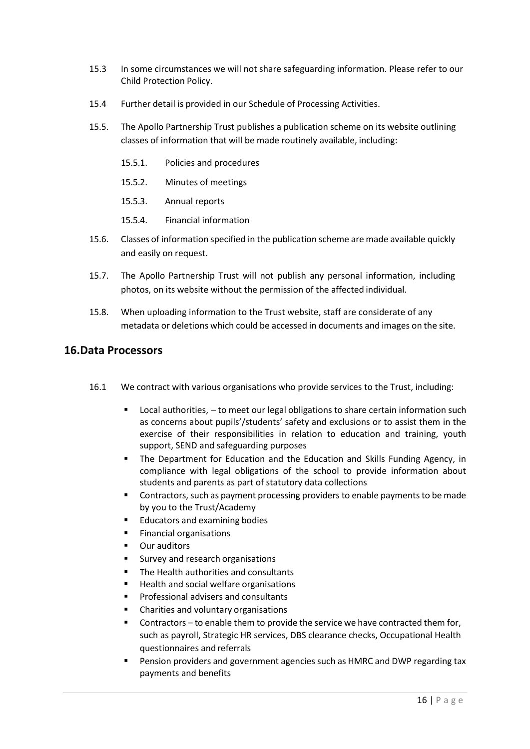15.3 In some circumstances we will not share safeguarding information. Please refer to our Child Protection Policy.

15.4 Further detail is provided in our Schedule of Processing Activities.

15.5. The Apollo Partnership Trust publishes a publication scheme on its website outlining classes of information that will be made routinely available, including:

15.5.1. Policies and procedures

15.5.2. Minutes of meetings

15.5.3. Annual reports

15.5.4. Financial information

15.6. Classes of information specified in the publication scheme are made available quickly and easily on request.

15.7. The Apollo Partnership Trust will not publish any personal information, including photos, on its website without the permission of the affected individual.

15.8. When uploading information to the Trust website, staff are considerate of any metadata or deletions which could be accessed in documents and images on the site.

## 16. Data Processors

16.1 We contract with various organisations who provide services to the Trust, including:

- Local authorities, – to meet our legal obligations to share certain information such as concerns about pupils'/students' safety and exclusions or to assist them in the exercise of their responsibilities in relation to education and training, youth support, SEND and safeguarding purposes
- The Department for Education and the Education and Skills Funding Agency, in compliance with legal obligations of the school to provide information about students and parents as part of statutory data collections
- Contractors, such as payment processing providers to enable payments to be made by you to the Trust/Academy
- Educators and examining bodies
- Financial organisations
- Our auditors
- Survey and research organisations
- The Health authorities and consultants
- Health and social welfare organisations
- Professional advisers and consultants
- Charities and voluntary organisations
- Contractors – to enable them to provide the service we have contracted them for, such as payroll, Strategic HR services, DBS clearance checks, Occupational Health questionnaires and referrals
- Pension providers and government agencies such as HMRC and DWP regarding tax payments and benefits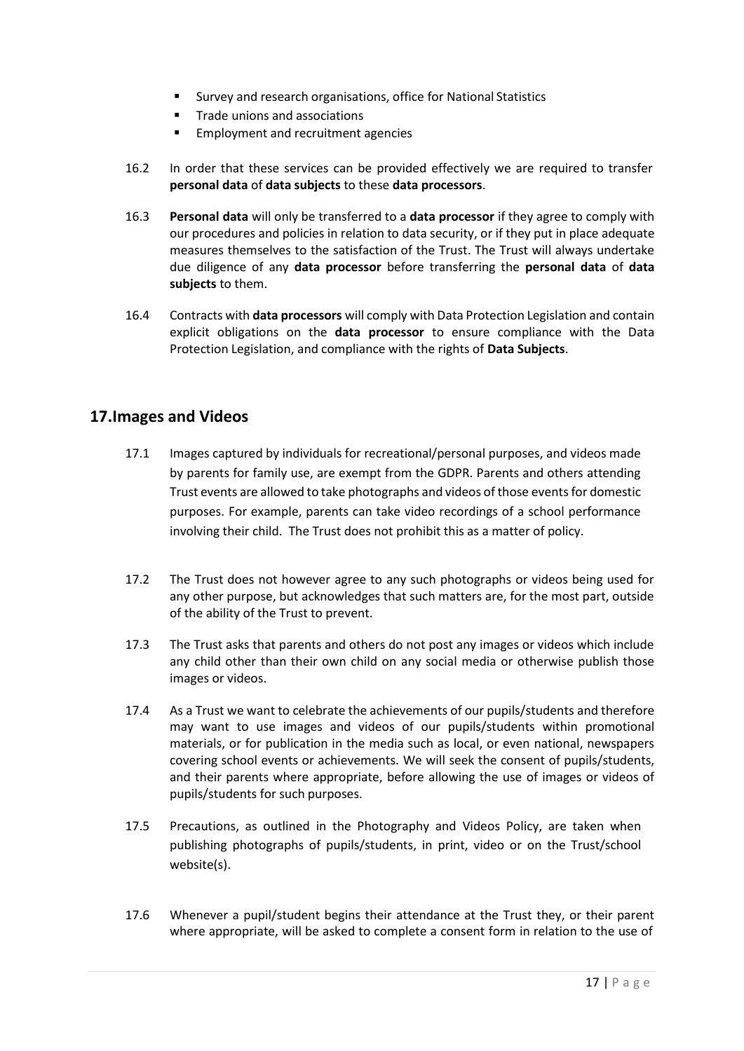- Survey and research organisations, office for National Statistics
- Trade unions and associations
- Employment and recruitment agencies

16.2 In order that these services can be provided effectively we are required to transfer **personal data** of **data subjects** to these **data processors**.

16.3 **Personal data** will only be transferred to a **data processor** if they agree to comply with our procedures and policies in relation to data security, or if they put in place adequate measures themselves to the satisfaction of the Trust. The Trust will always undertake due diligence of any **data processor** before transferring the **personal data** of **data subjects** to them.

16.4 Contracts with **data processors** will comply with Data Protection Legislation and contain explicit obligations on the **data processor** to ensure compliance with the Data Protection Legislation, and compliance with the rights of **Data Subjects**.

## 17. Images and Videos

17.1 Images captured by individuals for recreational/personal purposes, and videos made by parents for family use, are exempt from the GDPR. Parents and others attending Trust events are allowed to take photographs and videos of those events for domestic purposes. For example, parents can take video recordings of a school performance involving their child. The Trust does not prohibit this as a matter of policy.

17.2 The Trust does not however agree to any such photographs or videos being used for any other purpose, but acknowledges that such matters are, for the most part, outside of the ability of the Trust to prevent.

17.3 The Trust asks that parents and others do not post any images or videos which include any child other than their own child on any social media or otherwise publish those images or videos.

17.4 As a Trust we want to celebrate the achievements of our pupils/students and therefore may want to use images and videos of our pupils/students within promotional materials, or for publication in the media such as local, or even national, newspapers covering school events or achievements. We will seek the consent of pupils/students, and their parents where appropriate, before allowing the use of images or videos of pupils/students for such purposes.

17.5 Precautions, as outlined in the Photography and Videos Policy, are taken when publishing photographs of pupils/students, in print, video or on the Trust/school website(s).

17.6 Whenever a pupil/student begins their attendance at the Trust they, or their parent where appropriate, will be asked to complete a consent form in relation to the use of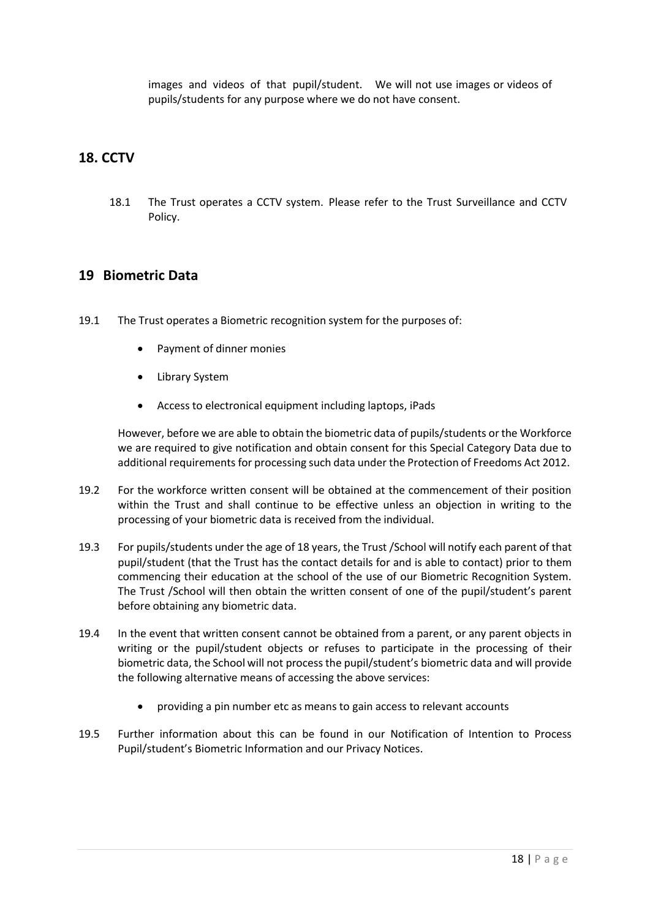images and videos of that pupil/student. We will not use images or videos of pupils/students for any purpose where we do not have consent.

## 18. CCTV

18.1 The Trust operates a CCTV system. Please refer to the Trust Surveillance and CCTV Policy.

## 19 Biometric Data

19.1 The Trust operates a Biometric recognition system for the purposes of:

- Payment of dinner monies
- Library System
- Access to electronical equipment including laptops, iPads

However, before we are able to obtain the biometric data of pupils/students or the Workforce we are required to give notification and obtain consent for this Special Category Data due to additional requirements for processing such data under the Protection of Freedoms Act 2012.

19.2 For the workforce written consent will be obtained at the commencement of their position within the Trust and shall continue to be effective unless an objection in writing to the processing of your biometric data is received from the individual.

19.3 For pupils/students under the age of 18 years, the Trust /School will notify each parent of that pupil/student (that the Trust has the contact details for and is able to contact) prior to them commencing their education at the school of the use of our Biometric Recognition System. The Trust /School will then obtain the written consent of one of the pupil/student's parent before obtaining any biometric data.

19.4 In the event that written consent cannot be obtained from a parent, or any parent objects in writing or the pupil/student objects or refuses to participate in the processing of their biometric data, the School will not process the pupil/student's biometric data and will provide the following alternative means of accessing the above services:

- providing a pin number etc as means to gain access to relevant accounts

19.5 Further information about this can be found in our Notification of Intention to Process Pupil/student's Biometric Information and our Privacy Notices.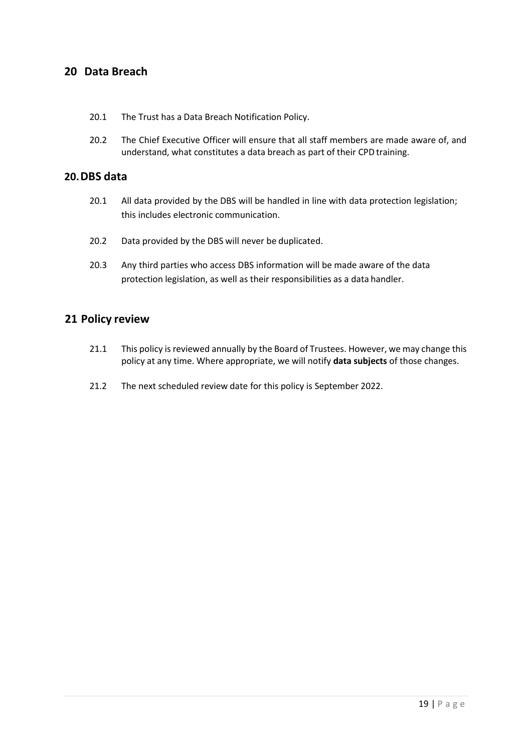## 20 Data Breach

20.1 The Trust has a Data Breach Notification Policy.

20.2 The Chief Executive Officer will ensure that all staff members are made aware of, and understand, what constitutes a data breach as part of their CPD training.

## 20. DBS data

20.1 All data provided by the DBS will be handled in line with data protection legislation; this includes electronic communication.

20.2 Data provided by the DBS will never be duplicated.

20.3 Any third parties who access DBS information will be made aware of the data protection legislation, as well as their responsibilities as a data handler.

## 21 Policy review

21.1 This policy is reviewed annually by the Board of Trustees. However, we may change this policy at any time. Where appropriate, we will notify **data subjects** of those changes.

21.2 The next scheduled review date for this policy is September 2022.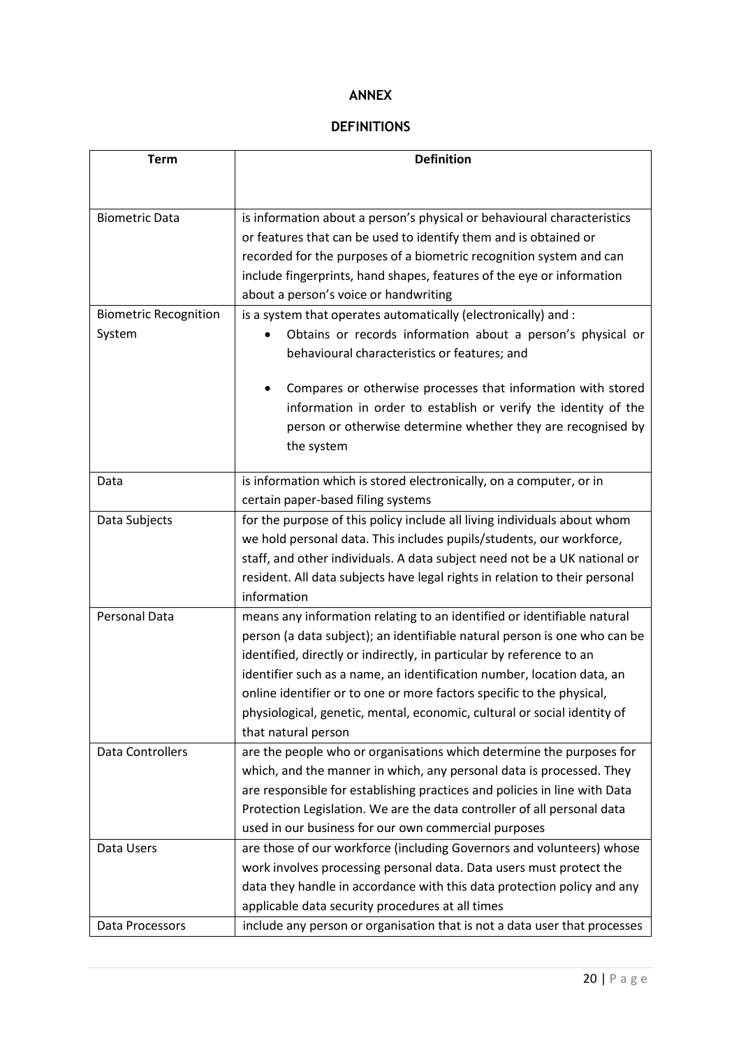# ANNEX

## DEFINITIONS

| Term | Definition |
|---|---|
| Biometric Data | is information about a person's physical or behavioural characteristics or features that can be used to identify them and is obtained or recorded for the purposes of a biometric recognition system and can include fingerprints, hand shapes, features of the eye or information about a person's voice or handwriting |
| Biometric Recognition System | is a system that operates automatically (electronically) and : <br>• Obtains or records information about a person's physical or behavioural characteristics or features; and <br>• Compares or otherwise processes that information with stored information in order to establish or verify the identity of the person or otherwise determine whether they are recognised by the system |
| Data | is information which is stored electronically, on a computer, or in certain paper-based filing systems |
| Data Subjects | for the purpose of this policy include all living individuals about whom we hold personal data. This includes pupils/students, our workforce, staff, and other individuals. A data subject need not be a UK national or resident. All data subjects have legal rights in relation to their personal information |
| Personal Data | means any information relating to an identified or identifiable natural person (a data subject); an identifiable natural person is one who can be identified, directly or indirectly, in particular by reference to an identifier such as a name, an identification number, location data, an online identifier or to one or more factors specific to the physical, physiological, genetic, mental, economic, cultural or social identity of that natural person |
| Data Controllers | are the people who or organisations which determine the purposes for which, and the manner in which, any personal data is processed. They are responsible for establishing practices and policies in line with Data Protection Legislation. We are the data controller of all personal data used in our business for our own commercial purposes |
| Data Users | are those of our workforce (including Governors and volunteers) whose work involves processing personal data. Data users must protect the data they handle in accordance with this data protection policy and any applicable data security procedures at all times |
| Data Processors | include any person or organisation that is not a data user that processes |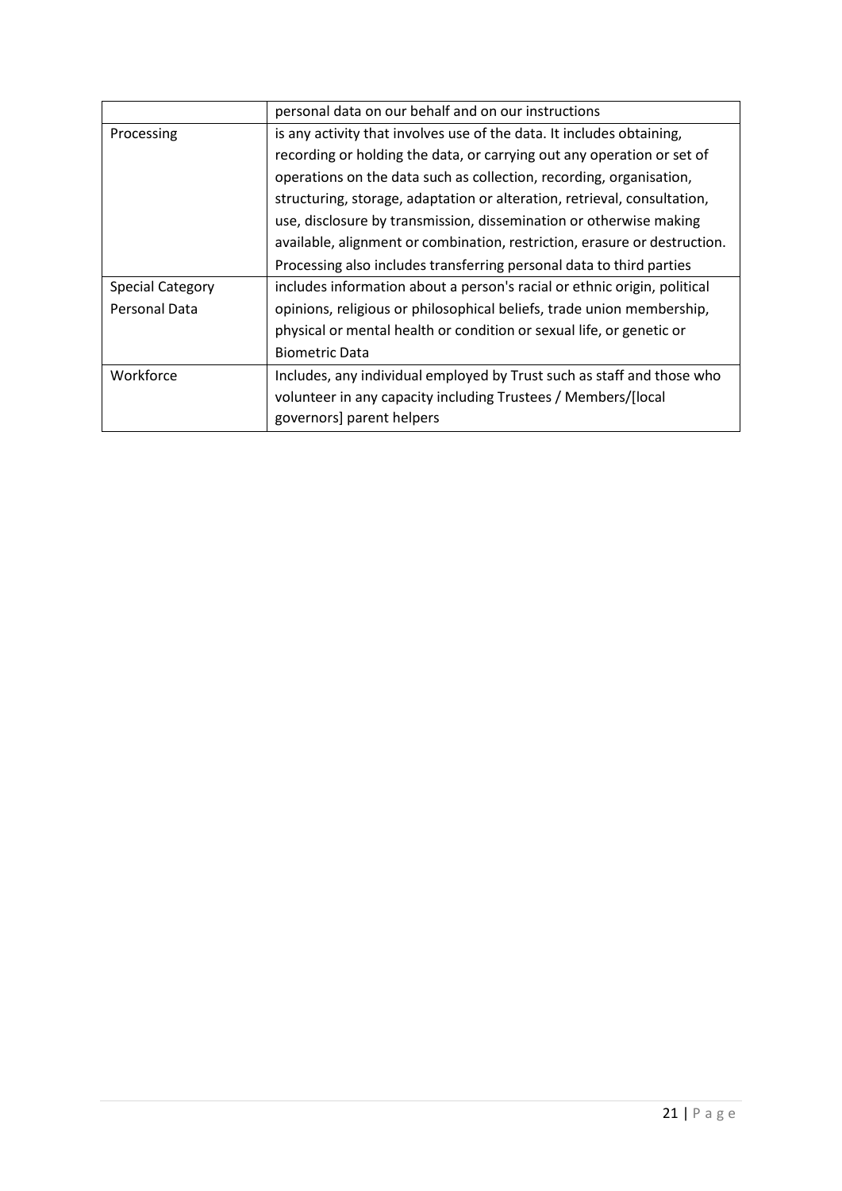| | |
|---|---|
| | personal data on our behalf and on our instructions |
| Processing | is any activity that involves use of the data. It includes obtaining, recording or holding the data, or carrying out any operation or set of operations on the data such as collection, recording, organisation, structuring, storage, adaptation or alteration, retrieval, consultation, use, disclosure by transmission, dissemination or otherwise making available, alignment or combination, restriction, erasure or destruction. Processing also includes transferring personal data to third parties |
| Special Category Personal Data | includes information about a person's racial or ethnic origin, political opinions, religious or philosophical beliefs, trade union membership, physical or mental health or condition or sexual life, or genetic or Biometric Data |
| Workforce | Includes, any individual employed by Trust such as staff and those who volunteer in any capacity including Trustees / Members/[local governors] parent helpers |